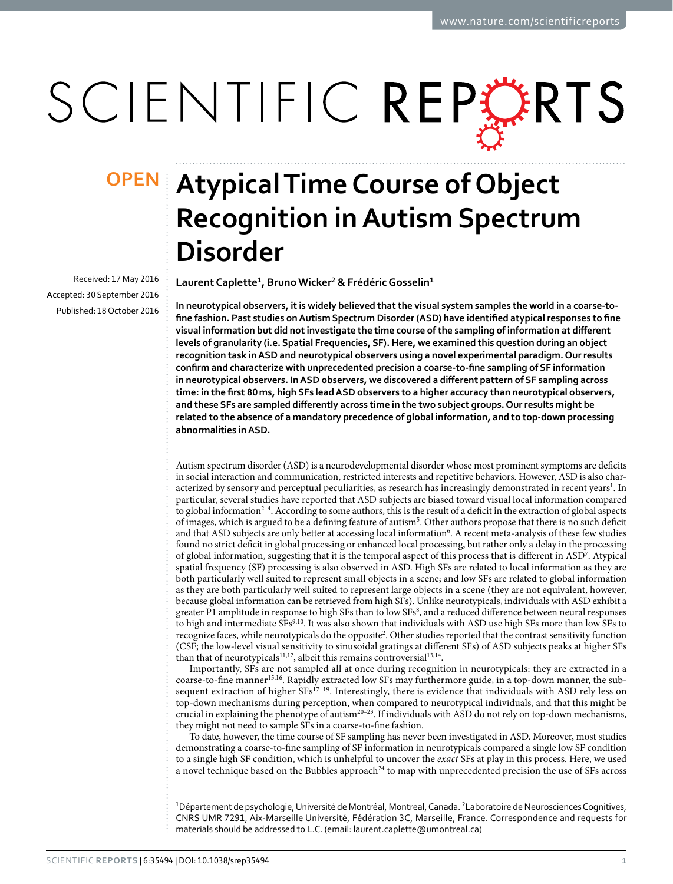# Atypical Time Course of Object Recognition in Autism Spectrum Disorder

OPEN

Received: 17 May 2016
Accepted: 30 September 2016
Published: 18 October 2016

**Laurent Caplette[1], Bruno Wicker[2] & Frédéric Gosselin[1]**

**In neurotypical observers, it is widely believed that the visual system samples the world in a coarse-to-fine fashion. Past studies on Autism Spectrum Disorder (ASD) have identified atypical responses to fine visual information but did not investigate the time course of the sampling of information at different levels of granularity (i.e. Spatial Frequencies, SF). Here, we examined this question during an object recognition task in ASD and neurotypical observers using a novel experimental paradigm. Our results confirm and characterize with unprecedented precision a coarse-to-fine sampling of SF information in neurotypical observers. In ASD observers, we discovered a different pattern of SF sampling across time: in the first 80 ms, high SFs lead ASD observers to a higher accuracy than neurotypical observers, and these SFs are sampled differently across time in the two subject groups. Our results might be related to the absence of a mandatory precedence of global information, and to top-down processing abnormalities in ASD.**

Autism spectrum disorder (ASD) is a neurodevelopmental disorder whose most prominent symptoms are deficits in social interaction and communication, restricted interests and repetitive behaviors. However, ASD is also characterized by sensory and perceptual peculiarities, as research has increasingly demonstrated in recent years[1]. In particular, several studies have reported that ASD subjects are biased toward visual local information compared to global information[2–4]. According to some authors, this is the result of a deficit in the extraction of global aspects of images, which is argued to be a defining feature of autism[5]. Other authors propose that there is no such deficit and that ASD subjects are only better at accessing local information[6]. A recent meta-analysis of these few studies found no strict deficit in global processing or enhanced local processing, but rather only a delay in the processing of global information, suggesting that it is the temporal aspect of this process that is different in ASD[7]. Atypical spatial frequency (SF) processing is also observed in ASD. High SFs are related to local information as they are both particularly well suited to represent small objects in a scene; and low SFs are related to global information as they are both particularly well suited to represent large objects in a scene (they are not equivalent, however, because global information can be retrieved from high SFs). Unlike neurotypicals, individuals with ASD exhibit a greater P1 amplitude in response to high SFs than to low SFs[8], and a reduced difference between neural responses to high and intermediate SFs[9,10]. It was also shown that individuals with ASD use high SFs more than low SFs to recognize faces, while neurotypicals do the opposite[2]. Other studies reported that the contrast sensitivity function (CSF; the low-level visual sensitivity to sinusoidal gratings at different SFs) of ASD subjects peaks at higher SFs than that of neurotypicals[11,12], albeit this remains controversial[13,14].

Importantly, SFs are not sampled all at once during recognition in neurotypicals: they are extracted in a coarse-to-fine manner[15,16]. Rapidly extracted low SFs may furthermore guide, in a top-down manner, the subsequent extraction of higher SFs[17–19]. Interestingly, there is evidence that individuals with ASD rely less on top-down mechanisms during perception, when compared to neurotypical individuals, and that this might be crucial in explaining the phenotype of autism[20–23]. If individuals with ASD do not rely on top-down mechanisms, they might not need to sample SFs in a coarse-to-fine fashion.

To date, however, the time course of SF sampling has never been investigated in ASD. Moreover, most studies demonstrating a coarse-to-fine sampling of SF information in neurotypicals compared a single low SF condition to a single high SF condition, which is unhelpful to uncover the *exact* SFs at play in this process. Here, we used a novel technique based on the Bubbles approach[24] to map with unprecedented precision the use of SFs across

[1]Département de psychologie, Université de Montréal, Montreal, Canada. [2]Laboratoire de Neurosciences Cognitives, CNRS UMR 7291, Aix-Marseille Université, Fédération 3C, Marseille, France. Correspondence and requests for materials should be addressed to L.C. (email: laurent.caplette@umontreal.ca)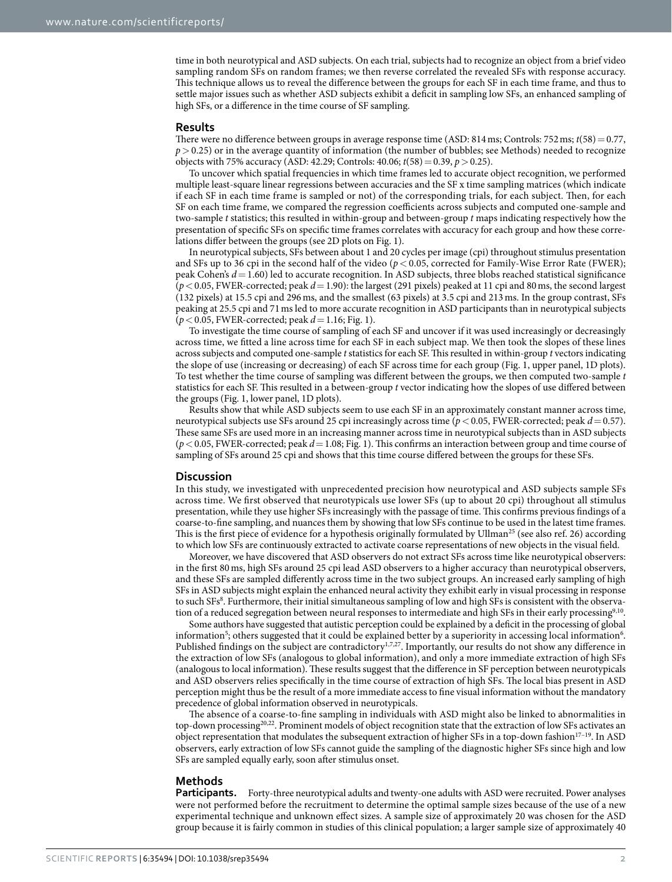time in both neurotypical and ASD subjects. On each trial, subjects had to recognize an object from a brief video sampling random SFs on random frames; we then reverse correlated the revealed SFs with response accuracy. This technique allows us to reveal the difference between the groups for each SF in each time frame, and thus to settle major issues such as whether ASD subjects exhibit a deficit in sampling low SFs, an enhanced sampling of high SFs, or a difference in the time course of SF sampling.

## Results

There were no difference between groups in average response time (ASD: 814 ms; Controls: 752 ms; $t(58) = 0.77$, $p > 0.25$) or in the average quantity of information (the number of bubbles; see Methods) needed to recognize objects with 75% accuracy (ASD: 42.29; Controls: 40.06; $t(58) = 0.39$, $p > 0.25$).

To uncover which spatial frequencies in which time frames led to accurate object recognition, we performed multiple least-square linear regressions between accuracies and the SF x time sampling matrices (which indicate if each SF in each time frame is sampled or not) of the corresponding trials, for each subject. Then, for each SF on each time frame, we compared the regression coefficients across subjects and computed one-sample and two-sample *t* statistics; this resulted in within-group and between-group *t* maps indicating respectively how the presentation of specific SFs on specific time frames correlates with accuracy for each group and how these correlations differ between the groups (see 2D plots on Fig. 1).

In neurotypical subjects, SFs between about 1 and 20 cycles per image (cpi) throughout stimulus presentation and SFs up to 36 cpi in the second half of the video ($p < 0.05$, corrected for Family-Wise Error Rate (FWER); peak Cohen's $d = 1.60$) led to accurate recognition. In ASD subjects, three blobs reached statistical significance ($p < 0.05$, FWER-corrected; peak $d = 1.90$): the largest (291 pixels) peaked at 11 cpi and 80 ms, the second largest (132 pixels) at 15.5 cpi and 296 ms, and the smallest (63 pixels) at 3.5 cpi and 213 ms. In the group contrast, SFs peaking at 25.5 cpi and 71 ms led to more accurate recognition in ASD participants than in neurotypical subjects ($p < 0.05$, FWER-corrected; peak $d = 1.16$; Fig. 1).

To investigate the time course of sampling of each SF and uncover if it was used increasingly or decreasingly across time, we fitted a line across time for each SF in each subject map. We then took the slopes of these lines across subjects and computed one-sample *t* statistics for each SF. This resulted in within-group *t* vectors indicating the slope of use (increasing or decreasing) of each SF across time for each group (Fig. 1, upper panel, 1D plots). To test whether the time course of sampling was different between the groups, we then computed two-sample *t* statistics for each SF. This resulted in a between-group *t* vector indicating how the slopes of use differed between the groups (Fig. 1, lower panel, 1D plots).

Results show that while ASD subjects seem to use each SF in an approximately constant manner across time, neurotypical subjects use SFs around 25 cpi increasingly across time ($p < 0.05$, FWER-corrected; peak $d = 0.57$). These same SFs are used more in an increasing manner across time in neurotypical subjects than in ASD subjects ($p < 0.05$, FWER-corrected; peak $d = 1.08$; Fig. 1). This confirms an interaction between group and time course of sampling of SFs around 25 cpi and shows that this time course differed between the groups for these SFs.

## Discussion

In this study, we investigated with unprecedented precision how neurotypical and ASD subjects sample SFs across time. We first observed that neurotypicals use lower SFs (up to about 20 cpi) throughout all stimulus presentation, while they use higher SFs increasingly with the passage of time. This confirms previous findings of a coarse-to-fine sampling, and nuances them by showing that low SFs continue to be used in the latest time frames. This is the first piece of evidence for a hypothesis originally formulated by Ullman[25] (see also ref. 26) according to which low SFs are continuously extracted to activate coarse representations of new objects in the visual field.

Moreover, we have discovered that ASD observers do not extract SFs across time like neurotypical observers: in the first 80 ms, high SFs around 25 cpi lead ASD observers to a higher accuracy than neurotypical observers, and these SFs are sampled differently across time in the two subject groups. An increased early sampling of high SFs in ASD subjects might explain the enhanced neural activity they exhibit early in visual processing in response to such SFs[8]. Furthermore, their initial simultaneous sampling of low and high SFs is consistent with the observation of a reduced segregation between neural responses to intermediate and high SFs in their early processing[9,10].

Some authors have suggested that autistic perception could be explained by a deficit in the processing of global information[5]; others suggested that it could be explained better by a superiority in accessing local information[6]. Published findings on the subject are contradictory[1,7,27]. Importantly, our results do not show any difference in the extraction of low SFs (analogous to global information), and only a more immediate extraction of high SFs (analogous to local information). These results suggest that the difference in SF perception between neurotypicals and ASD observers relies specifically in the time course of extraction of high SFs. The local bias present in ASD perception might thus be the result of a more immediate access to fine visual information without the mandatory precedence of global information observed in neurotypicals.

The absence of a coarse-to-fine sampling in individuals with ASD might also be linked to abnormalities in top-down processing[20,22]. Prominent models of object recognition state that the extraction of low SFs activates an object representation that modulates the subsequent extraction of higher SFs in a top-down fashion[17–19]. In ASD observers, early extraction of low SFs cannot guide the sampling of the diagnostic higher SFs since high and low SFs are sampled equally early, soon after stimulus onset.

## Methods

**Participants.** Forty-three neurotypical adults and twenty-one adults with ASD were recruited. Power analyses were not performed before the recruitment to determine the optimal sample sizes because of the use of a new experimental technique and unknown effect sizes. A sample size of approximately 20 was chosen for the ASD group because it is fairly common in studies of this clinical population; a larger sample size of approximately 40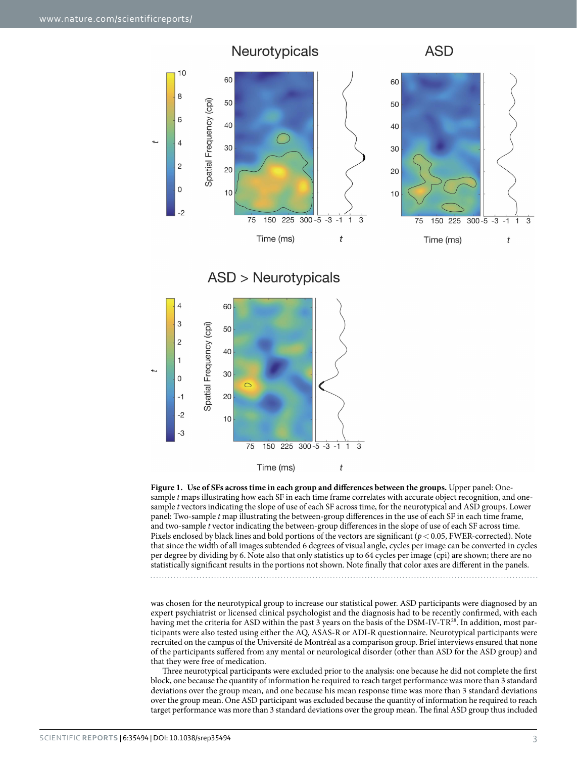**Figure 1. Use of SFs across time in each group and differences between the groups.** Upper panel: One-sample *t* maps illustrating how each SF in each time frame correlates with accurate object recognition, and one-sample *t* vectors indicating the slope of use of each SF across time, for the neurotypical and ASD groups. Lower panel: Two-sample *t* map illustrating the between-group differences in the use of each SF in each time frame, and two-sample *t* vector indicating the between-group differences in the slope of use of each SF across time. Pixels enclosed by black lines and bold portions of the vectors are significant ($p < 0.05$, FWER-corrected). Note that since the width of all images subtended 6 degrees of visual angle, cycles per image can be converted in cycles per degree by dividing by 6. Note also that only statistics up to 64 cycles per image (cpi) are shown; there are no statistically significant results in the portions not shown. Note finally that color axes are different in the panels.

was chosen for the neurotypical group to increase our statistical power. ASD participants were diagnosed by an expert psychiatrist or licensed clinical psychologist and the diagnosis had to be recently confirmed, with each having met the criteria for ASD within the past 3 years on the basis of the DSM-IV-TR[28]. In addition, most participants were also tested using either the AQ, ASAS-R or ADI-R questionnaire. Neurotypical participants were recruited on the campus of the Université de Montréal as a comparison group. Brief interviews ensured that none of the participants suffered from any mental or neurological disorder (other than ASD for the ASD group) and that they were free of medication.

Three neurotypical participants were excluded prior to the analysis: one because he did not complete the first block, one because the quantity of information he required to reach target performance was more than 3 standard deviations over the group mean, and one because his mean response time was more than 3 standard deviations over the group mean. One ASD participant was excluded because the quantity of information he required to reach target performance was more than 3 standard deviations over the group mean. The final ASD group thus included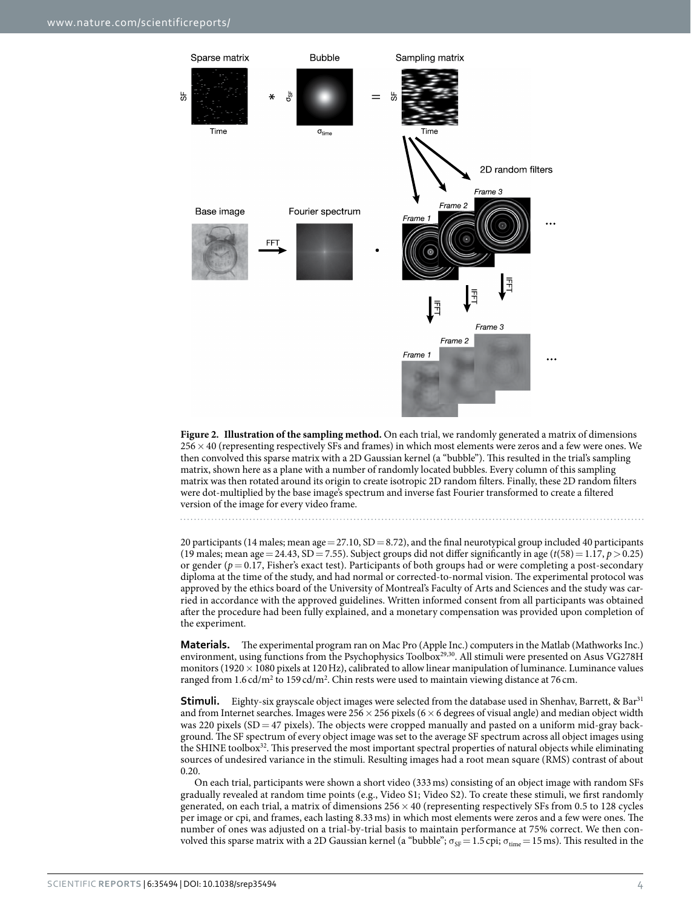Figure 2. **Illustration of the sampling method.** On each trial, we randomly generated a matrix of dimensions 256 × 40 (representing respectively SFs and frames) in which most elements were zeros and a few were ones. We then convolved this sparse matrix with a 2D Gaussian kernel (a "bubble"). This resulted in the trial's sampling matrix, shown here as a plane with a number of randomly located bubbles. Every column of this sampling matrix was then rotated around its origin to create isotropic 2D random filters. Finally, these 2D random filters were dot-multiplied by the base image's spectrum and inverse fast Fourier transformed to create a filtered version of the image for every video frame.

20 participants (14 males; mean age = 27.10, SD = 8.72), and the final neurotypical group included 40 participants (19 males; mean age = 24.43, SD = 7.55). Subject groups did not differ significantly in age ($t(58) = 1.17$, $p > 0.25$) or gender ($p = 0.17$, Fisher's exact test). Participants of both groups had or were completing a post-secondary diploma at the time of the study, and had normal or corrected-to-normal vision. The experimental protocol was approved by the ethics board of the University of Montreal's Faculty of Arts and Sciences and the study was carried out in accordance with the approved guidelines. Written informed consent from all participants was obtained after the procedure had been fully explained, and a monetary compensation was provided upon completion of the experiment.

**Materials.** The experimental program ran on Mac Pro (Apple Inc.) computers in the Matlab (Mathworks Inc.) environment, using functions from the Psychophysics Toolbox[29,30]. All stimuli were presented on Asus VG278H monitors (1920 × 1080 pixels at 120 Hz), calibrated to allow linear manipulation of luminance. Luminance values ranged from 1.6 cd/m$^2$ to 159 cd/m$^2$. Chin rests were used to maintain viewing distance at 76 cm.

**Stimuli.** Eighty-six grayscale object images were selected from the database used in Shenhav, Barrett, & Bar[31] and from Internet searches. Images were 256 × 256 pixels (6 × 6 degrees of visual angle) and median object width was 220 pixels (SD = 47 pixels). The objects were cropped manually and pasted on a uniform mid-gray background. The SF spectrum of every object image was set to the average SF spectrum across all object images using the SHINE toolbox[32]. This preserved the most important spectral properties of natural objects while eliminating sources of undesired variance in the stimuli. Resulting images had a root mean square (RMS) contrast of about 0.20.

On each trial, participants were shown a short video (333 ms) consisting of an object image with random SFs gradually revealed at random time points (e.g., Video S1; Video S2). To create these stimuli, we first randomly generated, on each trial, a matrix of dimensions 256 × 40 (representing respectively SFs from 0.5 to 128 cycles per image or cpi, and frames, each lasting 8.33 ms) in which most elements were zeros and a few were ones. The number of ones was adjusted on a trial-by-trial basis to maintain performance at 75% correct. We then convolved this sparse matrix with a 2D Gaussian kernel (a "bubble"; $\sigma_{SF} = 1.5$ cpi; $\sigma_{time} = 15$ ms). This resulted in the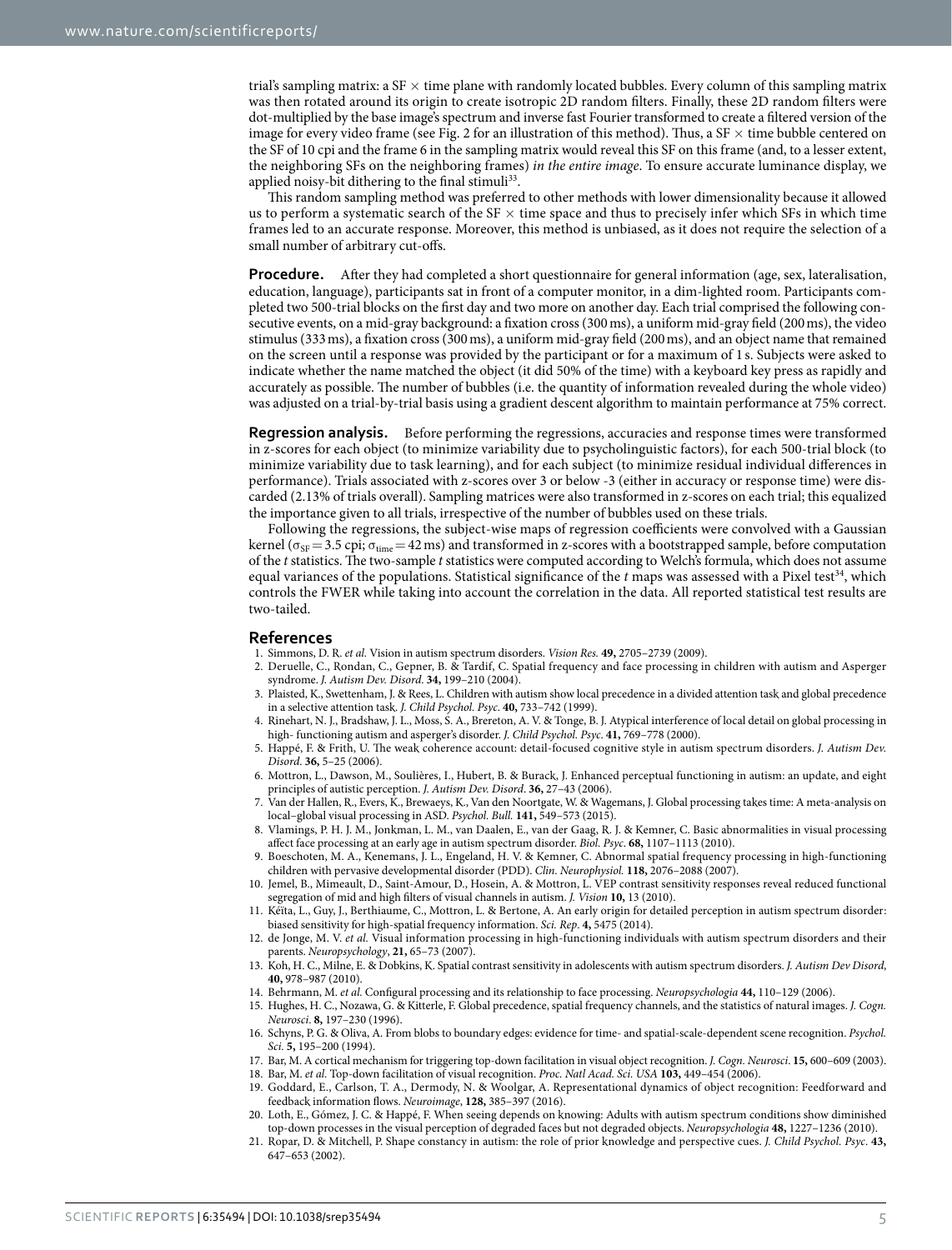trial's sampling matrix: a SF × time plane with randomly located bubbles. Every column of this sampling matrix was then rotated around its origin to create isotropic 2D random filters. Finally, these 2D random filters were dot-multiplied by the base image's spectrum and inverse fast Fourier transformed to create a filtered version of the image for every video frame (see Fig. 2 for an illustration of this method). Thus, a SF × time bubble centered on the SF of 10 cpi and the frame 6 in the sampling matrix would reveal this SF on this frame (and, to a lesser extent, the neighboring SFs on the neighboring frames) *in the entire image*. To ensure accurate luminance display, we applied noisy-bit dithering to the final stimuli[33].

This random sampling method was preferred to other methods with lower dimensionality because it allowed us to perform a systematic search of the SF × time space and thus to precisely infer which SFs in which time frames led to an accurate response. Moreover, this method is unbiased, as it does not require the selection of a small number of arbitrary cut-offs.

**Procedure.** After they had completed a short questionnaire for general information (age, sex, lateralisation, education, language), participants sat in front of a computer monitor, in a dim-lighted room. Participants completed two 500-trial blocks on the first day and two more on another day. Each trial comprised the following consecutive events, on a mid-gray background: a fixation cross (300 ms), a uniform mid-gray field (200 ms), the video stimulus (333 ms), a fixation cross (300 ms), a uniform mid-gray field (200 ms), and an object name that remained on the screen until a response was provided by the participant or for a maximum of 1 s. Subjects were asked to indicate whether the name matched the object (it did 50% of the time) with a keyboard key press as rapidly and accurately as possible. The number of bubbles (i.e. the quantity of information revealed during the whole video) was adjusted on a trial-by-trial basis using a gradient descent algorithm to maintain performance at 75% correct.

**Regression analysis.** Before performing the regressions, accuracies and response times were transformed in z-scores for each object (to minimize variability due to psycholinguistic factors), for each 500-trial block (to minimize variability due to task learning), and for each subject (to minimize residual individual differences in performance). Trials associated with z-scores over 3 or below -3 (either in accuracy or response time) were discarded (2.13% of trials overall). Sampling matrices were also transformed in z-scores on each trial; this equalized the importance given to all trials, irrespective of the number of bubbles used on these trials.

Following the regressions, the subject-wise maps of regression coefficients were convolved with a Gaussian kernel ($\sigma_{SF}$ = 3.5 cpi; $\sigma_{time}$ = 42 ms) and transformed in z-scores with a bootstrapped sample, before computation of the *t* statistics. The two-sample *t* statistics were computed according to Welch's formula, which does not assume equal variances of the populations. Statistical significance of the *t* maps was assessed with a Pixel test[34], which controls the FWER while taking into account the correlation in the data. All reported statistical test results are two-tailed.

## References

1. Simmons, D. R. *et al.* Vision in autism spectrum disorders. *Vision Res.* **49,** 2705–2739 (2009).
2. Deruelle, C., Rondan, C., Gepner, B. & Tardif, C. Spatial frequency and face processing in children with autism and Asperger syndrome. *J. Autism Dev. Disord*. **34,** 199–210 (2004).
3. Plaisted, K., Swettenham, J. & Rees, L. Children with autism show local precedence in a divided attention task and global precedence in a selective attention task. *J. Child Psychol. Psyc*. **40,** 733–742 (1999).
4. Rinehart, N. J., Bradshaw, J. L., Moss, S. A., Brereton, A. V. & Tonge, B. J. Atypical interference of local detail on global processing in high- functioning autism and asperger's disorder. *J. Child Psychol. Psyc*. **41,** 769–778 (2000).
5. Happé, F. & Frith, U. The weak coherence account: detail-focused cognitive style in autism spectrum disorders. *J. Autism Dev. Disord*. **36,** 5–25 (2006).
6. Mottron, L., Dawson, M., Soulières, I., Hubert, B. & Burack, J. Enhanced perceptual functioning in autism: an update, and eight principles of autistic perception. *J. Autism Dev. Disord*. **36,** 27–43 (2006).
7. Van der Hallen, R., Evers, K., Brewaeys, K., Van den Noortgate, W. & Wagemans, J. Global processing takes time: A meta-analysis on local–global visual processing in ASD. *Psychol. Bull.* **141,** 549–573 (2015).
8. Vlamings, P. H. J. M., Jonkman, L. M., van Daalen, E., van der Gaag, R. J. & Kemner, C. Basic abnormalities in visual processing affect face processing at an early age in autism spectrum disorder. *Biol. Psyc*. **68,** 1107–1113 (2010).
9. Boeschoten, M. A., Kenemans, J. L., Engeland, H. V. & Kemner, C. Abnormal spatial frequency processing in high-functioning children with pervasive developmental disorder (PDD). *Clin. Neurophysiol.* **118,** 2076–2088 (2007).
10. Jemel, B., Mimeault, D., Saint-Amour, D., Hosein, A. & Mottron, L. VEP contrast sensitivity responses reveal reduced functional segregation of mid and high filters of visual channels in autism. *J. Vision* **10,** 13 (2010).
11. Kéïta, L., Guy, J., Berthiaume, C., Mottron, L. & Bertone, A. An early origin for detailed perception in autism spectrum disorder: biased sensitivity for high-spatial frequency information. *Sci. Rep*. **4,** 5475 (2014).
12. de Jonge, M. V. *et al.* Visual information processing in high-functioning individuals with autism spectrum disorders and their parents. *Neuropsychology*, **21,** 65–73 (2007).
13. Koh, H. C., Milne, E. & Dobkins, K. Spatial contrast sensitivity in adolescents with autism spectrum disorders. *J. Autism Dev Disord*, **40,** 978–987 (2010).
14. Behrmann, M. *et al.* Configural processing and its relationship to face processing. *Neuropsychologia* **44,** 110–129 (2006).
15. Hughes, H. C., Nozawa, G. & Kitterle, F. Global precedence, spatial frequency channels, and the statistics of natural images. *J. Cogn. Neurosci*. **8,** 197–230 (1996).
16. Schyns, P. G. & Oliva, A. From blobs to boundary edges: evidence for time- and spatial-scale-dependent scene recognition. *Psychol. Sci*. **5,** 195–200 (1994).
17. Bar, M. A cortical mechanism for triggering top-down facilitation in visual object recognition. *J. Cogn. Neurosci*. **15,** 600–609 (2003).
18. Bar, M. *et al.* Top-down facilitation of visual recognition. *Proc. Natl Acad. Sci. USA* **103,** 449–454 (2006).
19. Goddard, E., Carlson, T. A., Dermody, N. & Woolgar, A. Representational dynamics of object recognition: Feedforward and feedback information flows. *Neuroimage*, **128,** 385–397 (2016).
20. Loth, E., Gómez, J. C. & Happé, F. When seeing depends on knowing: Adults with autism spectrum conditions show diminished top-down processes in the visual perception of degraded faces but not degraded objects. *Neuropsychologia* **48,** 1227–1236 (2010).
21. Ropar, D. & Mitchell, P. Shape constancy in autism: the role of prior knowledge and perspective cues. *J. Child Psychol. Psyc*. **43,** 647–653 (2002).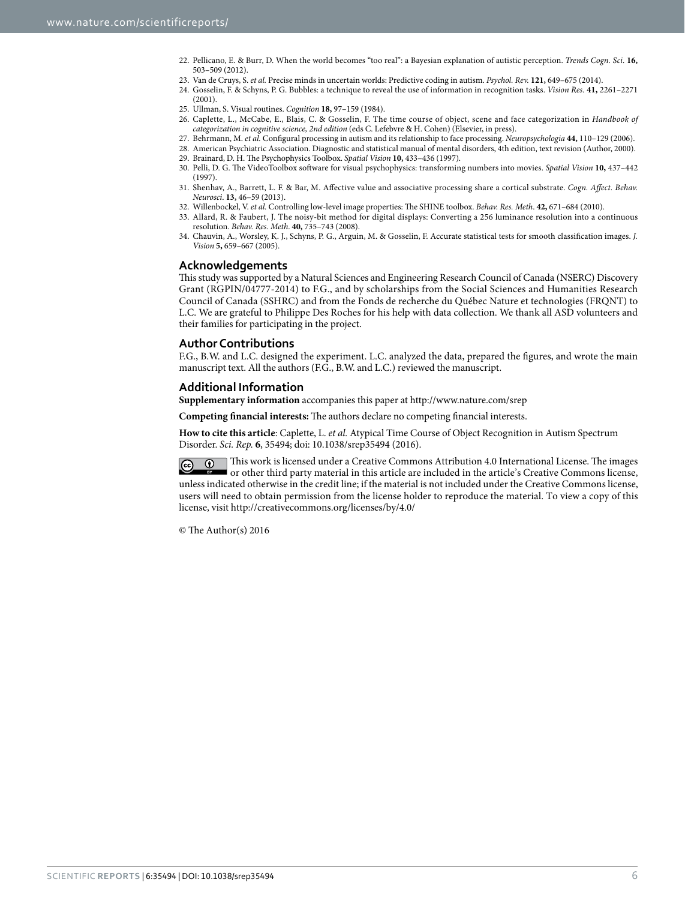22. Pellicano, E. & Burr, D. When the world becomes "too real": a Bayesian explanation of autistic perception. *Trends Cogn. Sci.* **16,** 503–509 (2012).
23. Van de Cruys, S. *et al.* Precise minds in uncertain worlds: Predictive coding in autism. *Psychol. Rev.* **121,** 649–675 (2014).
24. Gosselin, F. & Schyns, P. G. Bubbles: a technique to reveal the use of information in recognition tasks. *Vision Res.* **41,** 2261–2271 (2001).
25. Ullman, S. Visual routines. *Cognition* **18,** 97–159 (1984).
26. Caplette, L., McCabe, E., Blais, C. & Gosselin, F. The time course of object, scene and face categorization in *Handbook of categorization in cognitive science, 2nd edition* (eds C. Lefebvre & H. Cohen) (Elsevier, in press).
27. Behrmann, M. *et al.* Configural processing in autism and its relationship to face processing. *Neuropsychologia* **44,** 110–129 (2006).
28. American Psychiatric Association. Diagnostic and statistical manual of mental disorders, 4th edition, text revision (Author, 2000).
29. Brainard, D. H. The Psychophysics Toolbox. *Spatial Vision* **10,** 433–436 (1997).
30. Pelli, D. G. The VideoToolbox software for visual psychophysics: transforming numbers into movies. *Spatial Vision* **10,** 437–442 (1997).
31. Shenhav, A., Barrett, L. F. & Bar, M. Affective value and associative processing share a cortical substrate. *Cogn. Affect. Behav. Neurosci.* **13,** 46–59 (2013).
32. Willenbockel, V. *et al.* Controlling low-level image properties: The SHINE toolbox. *Behav. Res. Meth.* **42,** 671–684 (2010).
33. Allard, R. & Faubert, J. The noisy-bit method for digital displays: Converting a 256 luminance resolution into a continuous resolution. *Behav. Res. Meth.* **40,** 735–743 (2008).
34. Chauvin, A., Worsley, K. J., Schyns, P. G., Arguin, M. & Gosselin, F. Accurate statistical tests for smooth classification images. *J. Vision* **5,** 659–667 (2005).

## Acknowledgements

This study was supported by a Natural Sciences and Engineering Research Council of Canada (NSERC) Discovery Grant (RGPIN/04777-2014) to F.G., and by scholarships from the Social Sciences and Humanities Research Council of Canada (SSHRC) and from the Fonds de recherche du Québec Nature et technologies (FRQNT) to L.C. We are grateful to Philippe Des Roches for his help with data collection. We thank all ASD volunteers and their families for participating in the project.

## Author Contributions

F.G., B.W. and L.C. designed the experiment. L.C. analyzed the data, prepared the figures, and wrote the main manuscript text. All the authors (F.G., B.W. and L.C.) reviewed the manuscript.

## Additional Information

**Supplementary information** accompanies this paper at http://www.nature.com/srep

**Competing financial interests:** The authors declare no competing financial interests.

**How to cite this article**: Caplette, L. *et al.* Atypical Time Course of Object Recognition in Autism Spectrum Disorder. *Sci. Rep.* **6**, 35494; doi: 10.1038/srep35494 (2016).

This work is licensed under a Creative Commons Attribution 4.0 International License. The images or other third party material in this article are included in the article's Creative Commons license, unless indicated otherwise in the credit line; if the material is not included under the Creative Commons license, users will need to obtain permission from the license holder to reproduce the material. To view a copy of this license, visit http://creativecommons.org/licenses/by/4.0/

© The Author(s) 2016